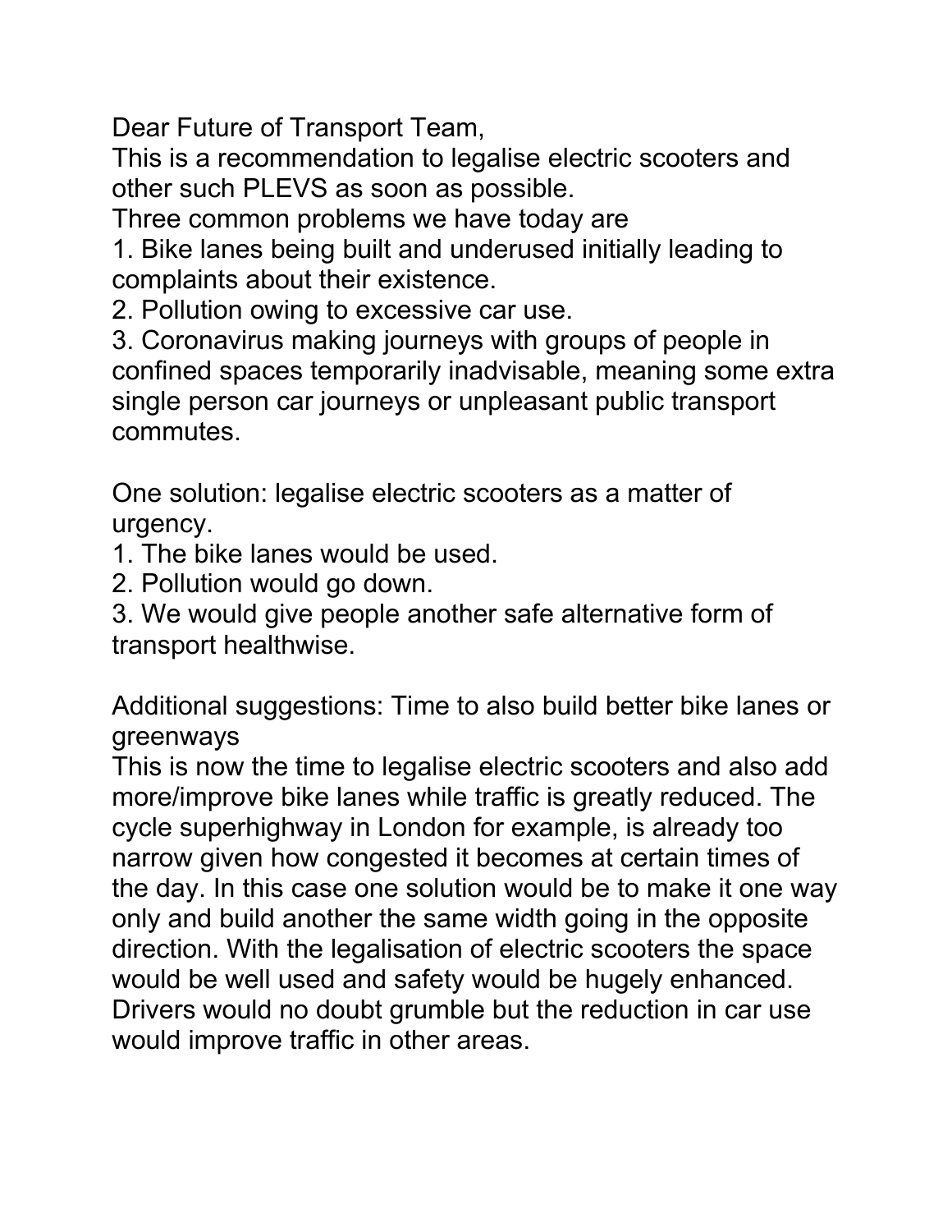Dear Future of Transport Team,

This is a recommendation to legalise electric scooters and other such PLEVS as soon as possible.

Three common problems we have today are

1. Bike lanes being built and underused initially leading to complaints about their existence.
2. Pollution owing to excessive car use.
3. Coronavirus making journeys with groups of people in confined spaces temporarily inadvisable, meaning some extra single person car journeys or unpleasant public transport commutes.

One solution: legalise electric scooters as a matter of urgency.

1. The bike lanes would be used.
2. Pollution would go down.
3. We would give people another safe alternative form of transport healthwise.

Additional suggestions: Time to also build better bike lanes or greenways

This is now the time to legalise electric scooters and also add more/improve bike lanes while traffic is greatly reduced. The cycle superhighway in London for example, is already too narrow given how congested it becomes at certain times of the day. In this case one solution would be to make it one way only and build another the same width going in the opposite direction. With the legalisation of electric scooters the space would be well used and safety would be hugely enhanced. Drivers would no doubt grumble but the reduction in car use would improve traffic in other areas.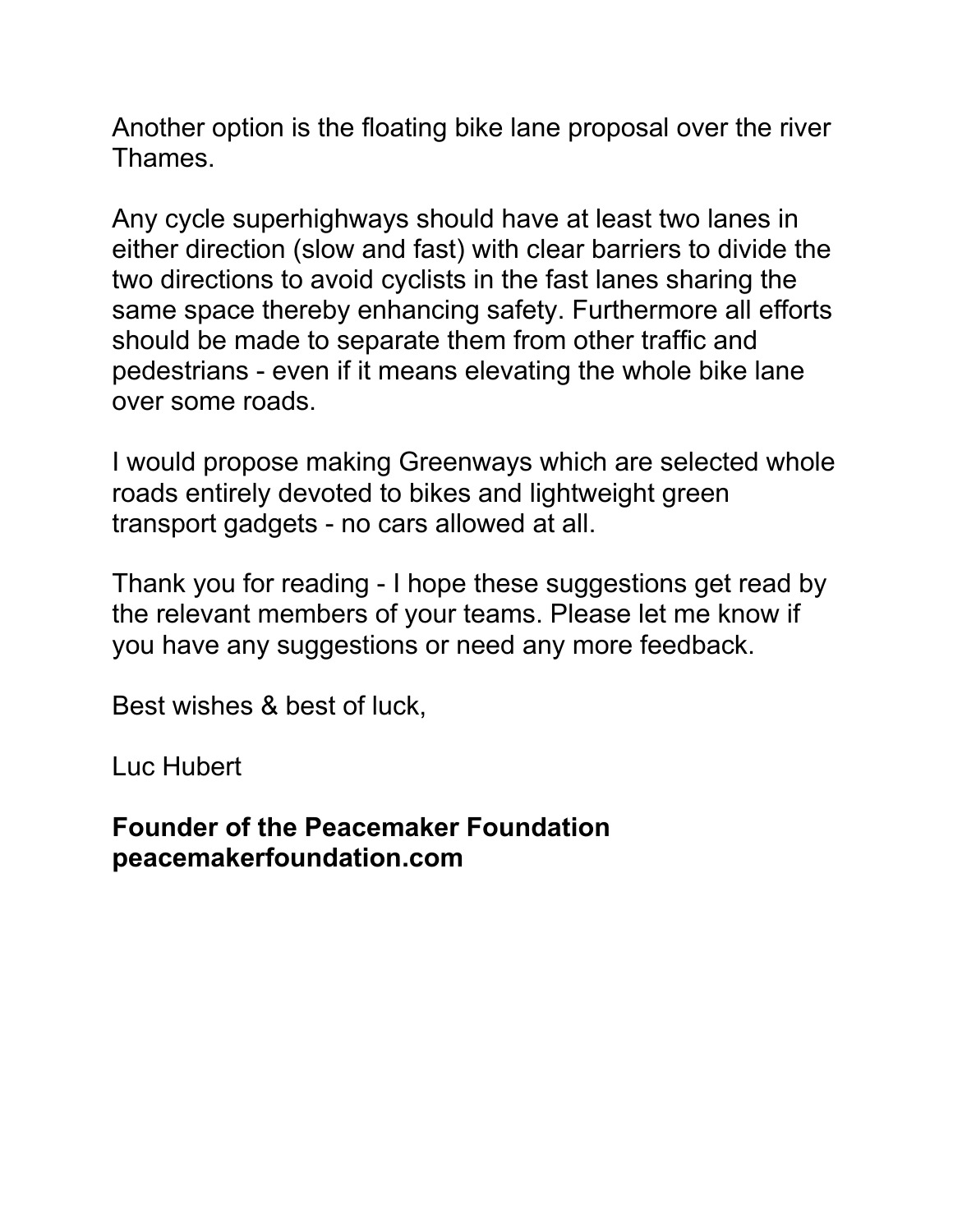Another option is the floating bike lane proposal over the river Thames.

Any cycle superhighways should have at least two lanes in either direction (slow and fast) with clear barriers to divide the two directions to avoid cyclists in the fast lanes sharing the same space thereby enhancing safety. Furthermore all efforts should be made to separate them from other traffic and pedestrians - even if it means elevating the whole bike lane over some roads.

I would propose making Greenways which are selected whole roads entirely devoted to bikes and lightweight green transport gadgets - no cars allowed at all.

Thank you for reading - I hope these suggestions get read by the relevant members of your teams. Please let me know if you have any suggestions or need any more feedback.

Best wishes & best of luck,

Luc Hubert

**Founder of the Peacemaker Foundation**
**peacemakerfoundation.com**